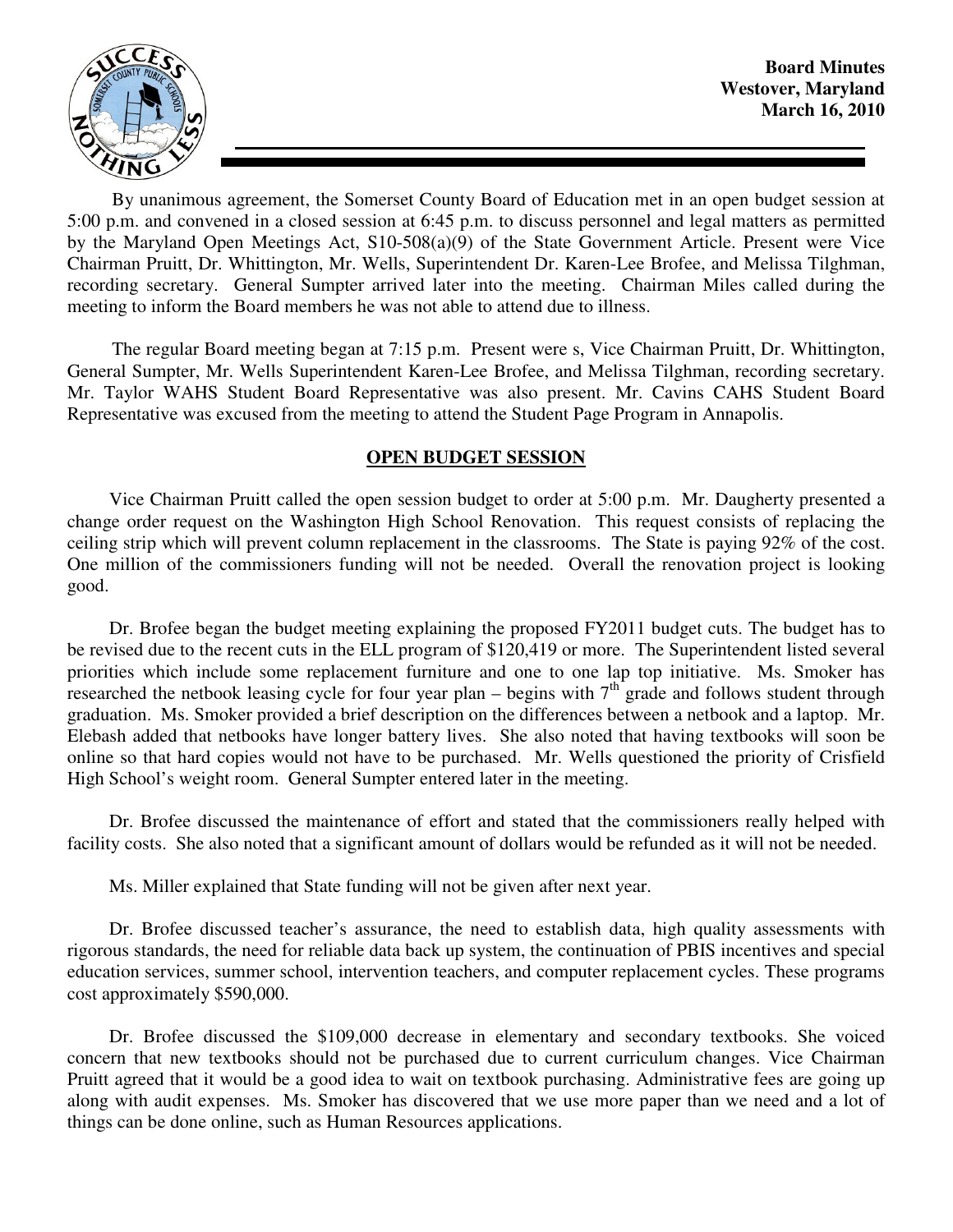**Board Minutes**
**Westover, Maryland**
**March 16, 2010**

By unanimous agreement, the Somerset County Board of Education met in an open budget session at 5:00 p.m. and convened in a closed session at 6:45 p.m. to discuss personnel and legal matters as permitted by the Maryland Open Meetings Act, S10-508(a)(9) of the State Government Article. Present were Vice Chairman Pruitt, Dr. Whittington, Mr. Wells, Superintendent Dr. Karen-Lee Brofee, and Melissa Tilghman, recording secretary. General Sumpter arrived later into the meeting. Chairman Miles called during the meeting to inform the Board members he was not able to attend due to illness.

The regular Board meeting began at 7:15 p.m. Present were s, Vice Chairman Pruitt, Dr. Whittington, General Sumpter, Mr. Wells Superintendent Karen-Lee Brofee, and Melissa Tilghman, recording secretary. Mr. Taylor WAHS Student Board Representative was also present. Mr. Cavins CAHS Student Board Representative was excused from the meeting to attend the Student Page Program in Annapolis.

## OPEN BUDGET SESSION

Vice Chairman Pruitt called the open session budget to order at 5:00 p.m. Mr. Daugherty presented a change order request on the Washington High School Renovation. This request consists of replacing the ceiling strip which will prevent column replacement in the classrooms. The State is paying 92% of the cost. One million of the commissioners funding will not be needed. Overall the renovation project is looking good.

Dr. Brofee began the budget meeting explaining the proposed FY2011 budget cuts. The budget has to be revised due to the recent cuts in the ELL program of $120,419 or more. The Superintendent listed several priorities which include some replacement furniture and one to one lap top initiative. Ms. Smoker has researched the netbook leasing cycle for four year plan – begins with 7th grade and follows student through graduation. Ms. Smoker provided a brief description on the differences between a netbook and a laptop. Mr. Elebash added that netbooks have longer battery lives. She also noted that having textbooks will soon be online so that hard copies would not have to be purchased. Mr. Wells questioned the priority of Crisfield High School's weight room. General Sumpter entered later in the meeting.

Dr. Brofee discussed the maintenance of effort and stated that the commissioners really helped with facility costs. She also noted that a significant amount of dollars would be refunded as it will not be needed.

Ms. Miller explained that State funding will not be given after next year.

Dr. Brofee discussed teacher's assurance, the need to establish data, high quality assessments with rigorous standards, the need for reliable data back up system, the continuation of PBIS incentives and special education services, summer school, intervention teachers, and computer replacement cycles. These programs cost approximately $590,000.

Dr. Brofee discussed the $109,000 decrease in elementary and secondary textbooks. She voiced concern that new textbooks should not be purchased due to current curriculum changes. Vice Chairman Pruitt agreed that it would be a good idea to wait on textbook purchasing. Administrative fees are going up along with audit expenses. Ms. Smoker has discovered that we use more paper than we need and a lot of things can be done online, such as Human Resources applications.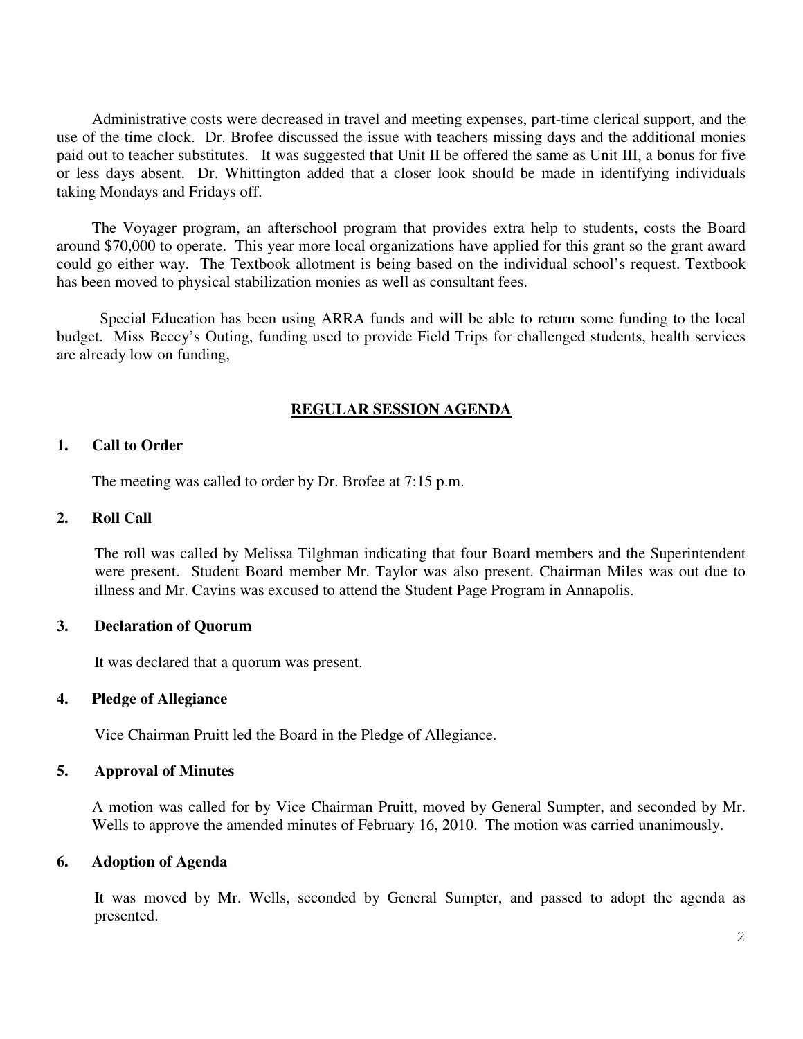Administrative costs were decreased in travel and meeting expenses, part-time clerical support, and the use of the time clock. Dr. Brofee discussed the issue with teachers missing days and the additional monies paid out to teacher substitutes. It was suggested that Unit II be offered the same as Unit III, a bonus for five or less days absent. Dr. Whittington added that a closer look should be made in identifying individuals taking Mondays and Fridays off.

The Voyager program, an afterschool program that provides extra help to students, costs the Board around $70,000 to operate. This year more local organizations have applied for this grant so the grant award could go either way. The Textbook allotment is being based on the individual school's request. Textbook has been moved to physical stabilization monies as well as consultant fees.

Special Education has been using ARRA funds and will be able to return some funding to the local budget. Miss Beccy's Outing, funding used to provide Field Trips for challenged students, health services are already low on funding,

## REGULAR SESSION AGENDA

### 1. Call to Order

The meeting was called to order by Dr. Brofee at 7:15 p.m.

### 2. Roll Call

The roll was called by Melissa Tilghman indicating that four Board members and the Superintendent were present. Student Board member Mr. Taylor was also present. Chairman Miles was out due to illness and Mr. Cavins was excused to attend the Student Page Program in Annapolis.

### 3. Declaration of Quorum

It was declared that a quorum was present.

### 4. Pledge of Allegiance

Vice Chairman Pruitt led the Board in the Pledge of Allegiance.

### 5. Approval of Minutes

A motion was called for by Vice Chairman Pruitt, moved by General Sumpter, and seconded by Mr. Wells to approve the amended minutes of February 16, 2010. The motion was carried unanimously.

### 6. Adoption of Agenda

It was moved by Mr. Wells, seconded by General Sumpter, and passed to adopt the agenda as presented.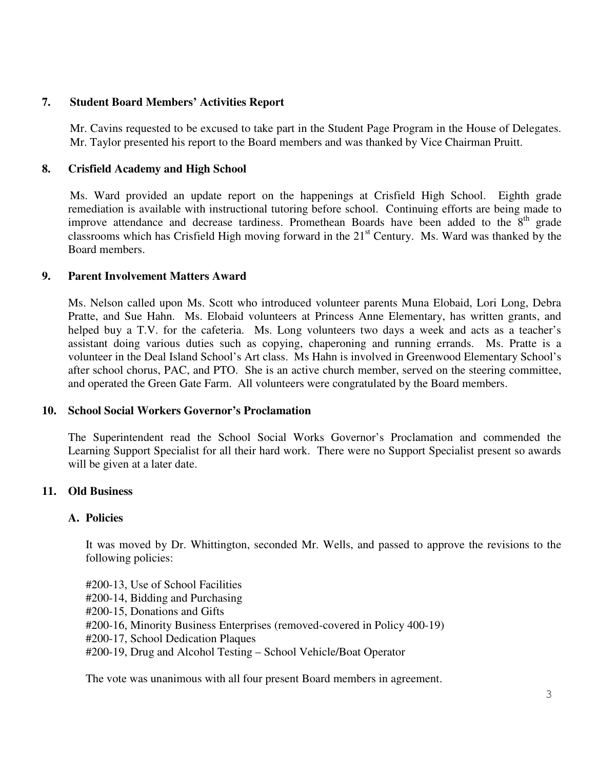## 7. Student Board Members' Activities Report

Mr. Cavins requested to be excused to take part in the Student Page Program in the House of Delegates. Mr. Taylor presented his report to the Board members and was thanked by Vice Chairman Pruitt.

## 8. Crisfield Academy and High School

Ms. Ward provided an update report on the happenings at Crisfield High School. Eighth grade remediation is available with instructional tutoring before school. Continuing efforts are being made to improve attendance and decrease tardiness. Promethean Boards have been added to the 8th grade classrooms which has Crisfield High moving forward in the 21st Century. Ms. Ward was thanked by the Board members.

## 9. Parent Involvement Matters Award

Ms. Nelson called upon Ms. Scott who introduced volunteer parents Muna Elobaid, Lori Long, Debra Pratte, and Sue Hahn. Ms. Elobaid volunteers at Princess Anne Elementary, has written grants, and helped buy a T.V. for the cafeteria. Ms. Long volunteers two days a week and acts as a teacher's assistant doing various duties such as copying, chaperoning and running errands. Ms. Pratte is a volunteer in the Deal Island School's Art class. Ms Hahn is involved in Greenwood Elementary School's after school chorus, PAC, and PTO. She is an active church member, served on the steering committee, and operated the Green Gate Farm. All volunteers were congratulated by the Board members.

## 10. School Social Workers Governor's Proclamation

The Superintendent read the School Social Works Governor's Proclamation and commended the Learning Support Specialist for all their hard work. There were no Support Specialist present so awards will be given at a later date.

## 11. Old Business

### A. Policies

It was moved by Dr. Whittington, seconded Mr. Wells, and passed to approve the revisions to the following policies:

#200-13, Use of School Facilities
#200-14, Bidding and Purchasing
#200-15, Donations and Gifts
#200-16, Minority Business Enterprises (removed-covered in Policy 400-19)
#200-17, School Dedication Plaques
#200-19, Drug and Alcohol Testing – School Vehicle/Boat Operator

The vote was unanimous with all four present Board members in agreement.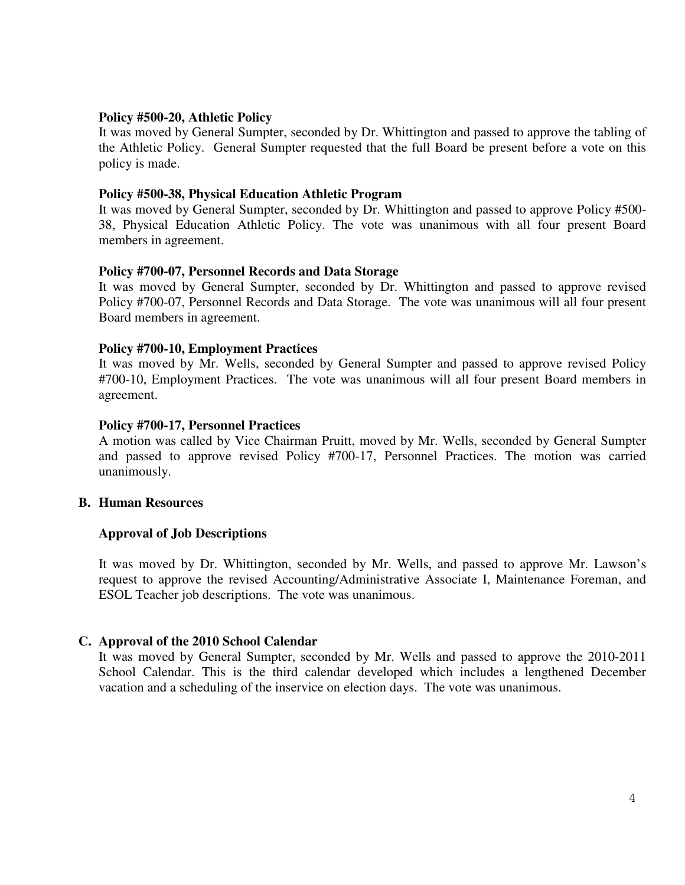**Policy #500-20, Athletic Policy**

It was moved by General Sumpter, seconded by Dr. Whittington and passed to approve the tabling of the Athletic Policy. General Sumpter requested that the full Board be present before a vote on this policy is made.

**Policy #500-38, Physical Education Athletic Program**

It was moved by General Sumpter, seconded by Dr. Whittington and passed to approve Policy #500-38, Physical Education Athletic Policy. The vote was unanimous with all four present Board members in agreement.

**Policy #700-07, Personnel Records and Data Storage**

It was moved by General Sumpter, seconded by Dr. Whittington and passed to approve revised Policy #700-07, Personnel Records and Data Storage. The vote was unanimous will all four present Board members in agreement.

**Policy #700-10, Employment Practices**

It was moved by Mr. Wells, seconded by General Sumpter and passed to approve revised Policy #700-10, Employment Practices. The vote was unanimous will all four present Board members in agreement.

**Policy #700-17, Personnel Practices**

A motion was called by Vice Chairman Pruitt, moved by Mr. Wells, seconded by General Sumpter and passed to approve revised Policy #700-17, Personnel Practices. The motion was carried unanimously.

**B. Human Resources**

**Approval of Job Descriptions**

It was moved by Dr. Whittington, seconded by Mr. Wells, and passed to approve Mr. Lawson's request to approve the revised Accounting/Administrative Associate I, Maintenance Foreman, and ESOL Teacher job descriptions. The vote was unanimous.

**C. Approval of the 2010 School Calendar**

It was moved by General Sumpter, seconded by Mr. Wells and passed to approve the 2010-2011 School Calendar. This is the third calendar developed which includes a lengthened December vacation and a scheduling of the inservice on election days. The vote was unanimous.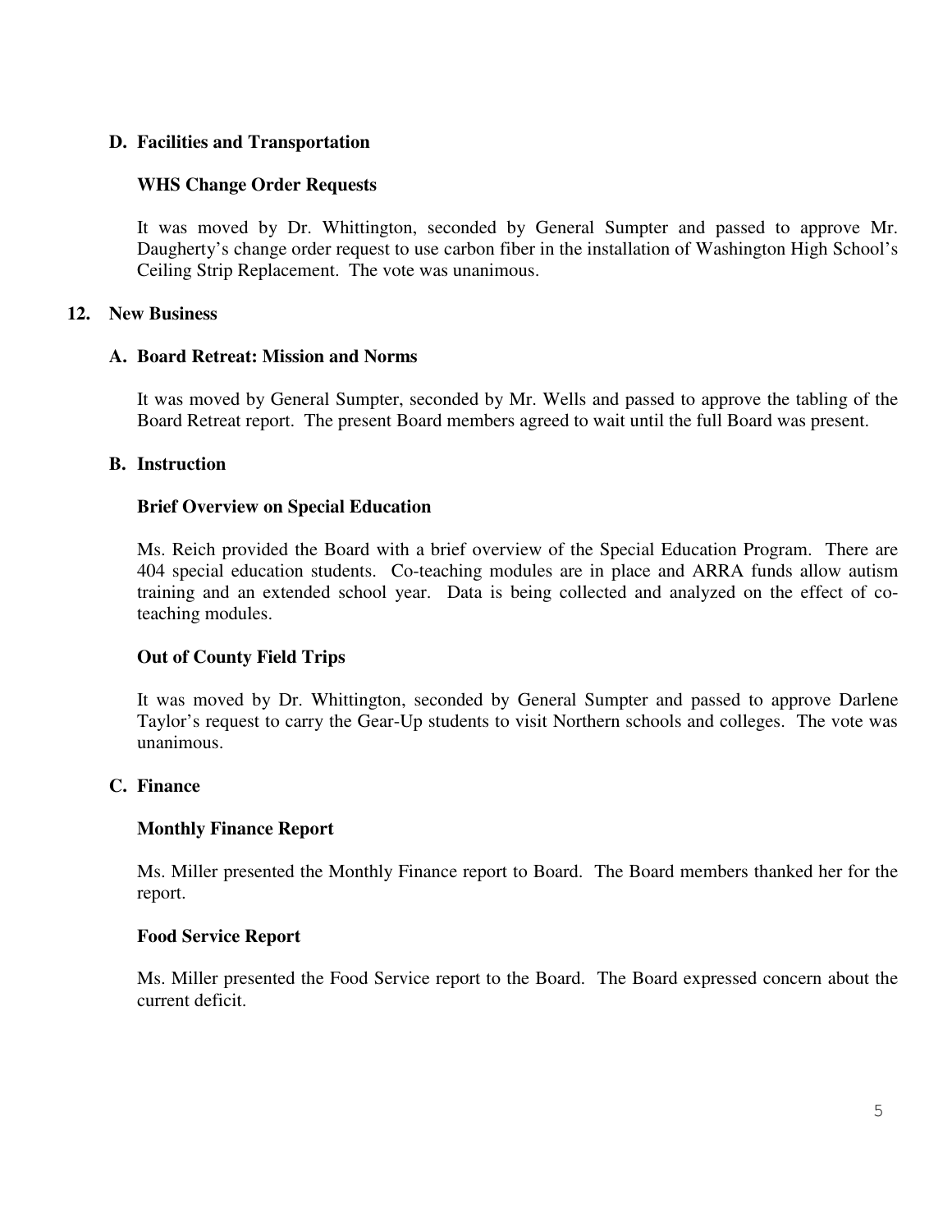### D. Facilities and Transportation

**WHS Change Order Requests**

It was moved by Dr. Whittington, seconded by General Sumpter and passed to approve Mr. Daugherty's change order request to use carbon fiber in the installation of Washington High School's Ceiling Strip Replacement. The vote was unanimous.

## 12. New Business

### A. Board Retreat: Mission and Norms

It was moved by General Sumpter, seconded by Mr. Wells and passed to approve the tabling of the Board Retreat report. The present Board members agreed to wait until the full Board was present.

### B. Instruction

**Brief Overview on Special Education**

Ms. Reich provided the Board with a brief overview of the Special Education Program. There are 404 special education students. Co-teaching modules are in place and ARRA funds allow autism training and an extended school year. Data is being collected and analyzed on the effect of co-teaching modules.

**Out of County Field Trips**

It was moved by Dr. Whittington, seconded by General Sumpter and passed to approve Darlene Taylor's request to carry the Gear-Up students to visit Northern schools and colleges. The vote was unanimous.

### C. Finance

**Monthly Finance Report**

Ms. Miller presented the Monthly Finance report to Board. The Board members thanked her for the report.

**Food Service Report**

Ms. Miller presented the Food Service report to the Board. The Board expressed concern about the current deficit.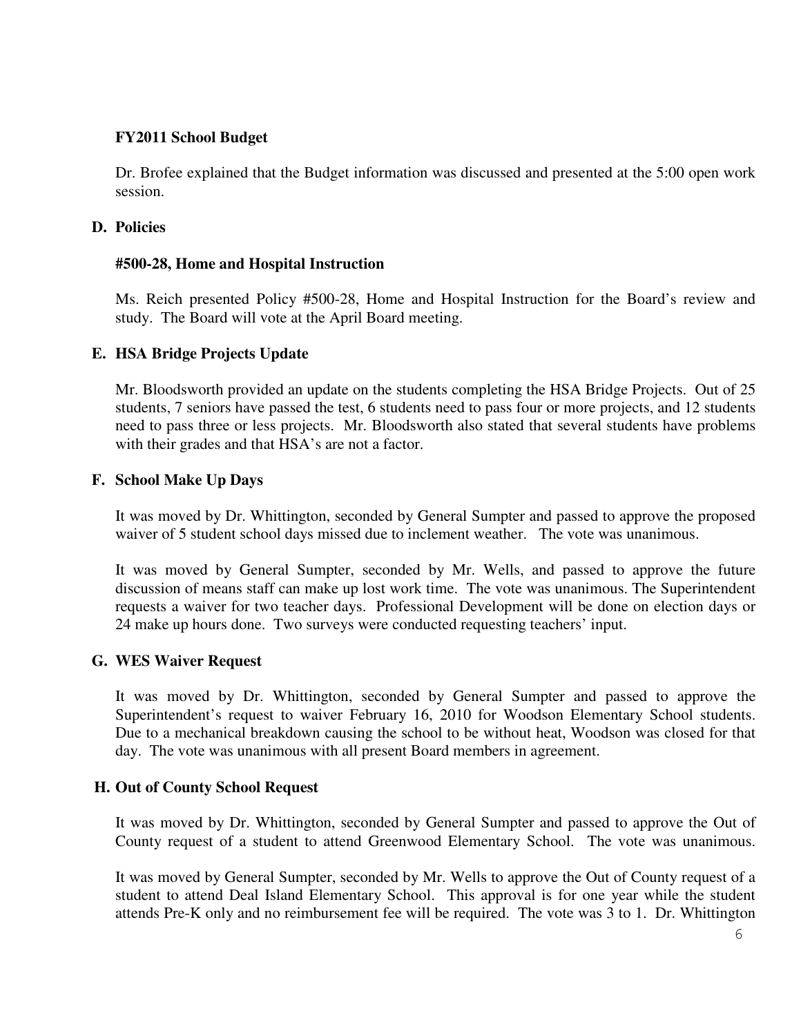**FY2011 School Budget**

Dr. Brofee explained that the Budget information was discussed and presented at the 5:00 open work session.

## D. Policies

**#500-28, Home and Hospital Instruction**

Ms. Reich presented Policy #500-28, Home and Hospital Instruction for the Board's review and study. The Board will vote at the April Board meeting.

## E. HSA Bridge Projects Update

Mr. Bloodsworth provided an update on the students completing the HSA Bridge Projects. Out of 25 students, 7 seniors have passed the test, 6 students need to pass four or more projects, and 12 students need to pass three or less projects. Mr. Bloodsworth also stated that several students have problems with their grades and that HSA's are not a factor.

## F. School Make Up Days

It was moved by Dr. Whittington, seconded by General Sumpter and passed to approve the proposed waiver of 5 student school days missed due to inclement weather. The vote was unanimous.

It was moved by General Sumpter, seconded by Mr. Wells, and passed to approve the future discussion of means staff can make up lost work time. The vote was unanimous. The Superintendent requests a waiver for two teacher days. Professional Development will be done on election days or 24 make up hours done. Two surveys were conducted requesting teachers' input.

## G. WES Waiver Request

It was moved by Dr. Whittington, seconded by General Sumpter and passed to approve the Superintendent's request to waiver February 16, 2010 for Woodson Elementary School students. Due to a mechanical breakdown causing the school to be without heat, Woodson was closed for that day. The vote was unanimous with all present Board members in agreement.

## H. Out of County School Request

It was moved by Dr. Whittington, seconded by General Sumpter and passed to approve the Out of County request of a student to attend Greenwood Elementary School. The vote was unanimous.

It was moved by General Sumpter, seconded by Mr. Wells to approve the Out of County request of a student to attend Deal Island Elementary School. This approval is for one year while the student attends Pre-K only and no reimbursement fee will be required. The vote was 3 to 1. Dr. Whittington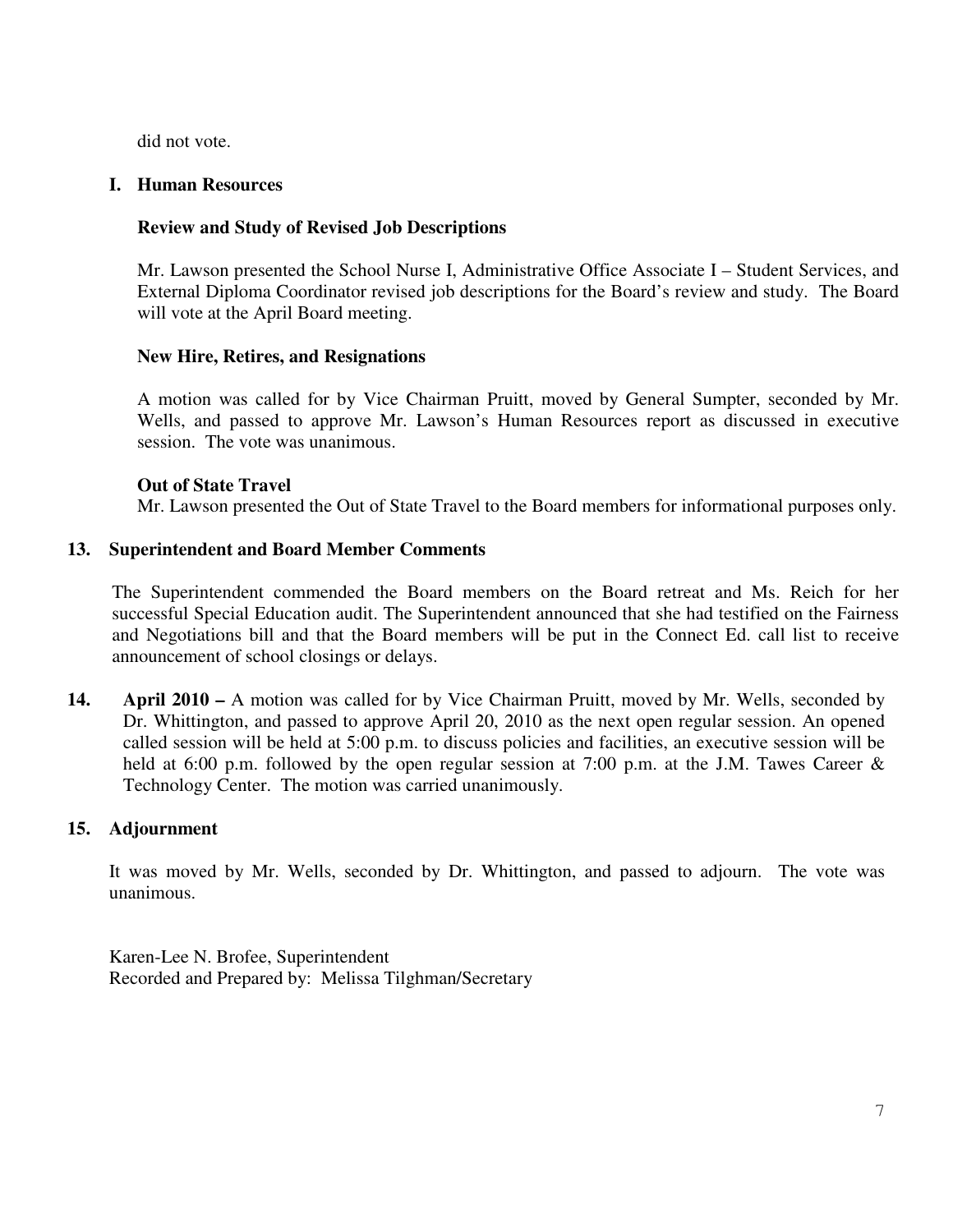did not vote.

**I. Human Resources**

**Review and Study of Revised Job Descriptions**

Mr. Lawson presented the School Nurse I, Administrative Office Associate I – Student Services, and External Diploma Coordinator revised job descriptions for the Board's review and study. The Board will vote at the April Board meeting.

**New Hire, Retires, and Resignations**

A motion was called for by Vice Chairman Pruitt, moved by General Sumpter, seconded by Mr. Wells, and passed to approve Mr. Lawson's Human Resources report as discussed in executive session. The vote was unanimous.

**Out of State Travel**

Mr. Lawson presented the Out of State Travel to the Board members for informational purposes only.

**13. Superintendent and Board Member Comments**

The Superintendent commended the Board members on the Board retreat and Ms. Reich for her successful Special Education audit. The Superintendent announced that she had testified on the Fairness and Negotiations bill and that the Board members will be put in the Connect Ed. call list to receive announcement of school closings or delays.

**14. April 2010 –** A motion was called for by Vice Chairman Pruitt, moved by Mr. Wells, seconded by Dr. Whittington, and passed to approve April 20, 2010 as the next open regular session. An opened called session will be held at 5:00 p.m. to discuss policies and facilities, an executive session will be held at 6:00 p.m. followed by the open regular session at 7:00 p.m. at the J.M. Tawes Career & Technology Center. The motion was carried unanimously.

**15. Adjournment**

It was moved by Mr. Wells, seconded by Dr. Whittington, and passed to adjourn. The vote was unanimous.

Karen-Lee N. Brofee, Superintendent
Recorded and Prepared by: Melissa Tilghman/Secretary